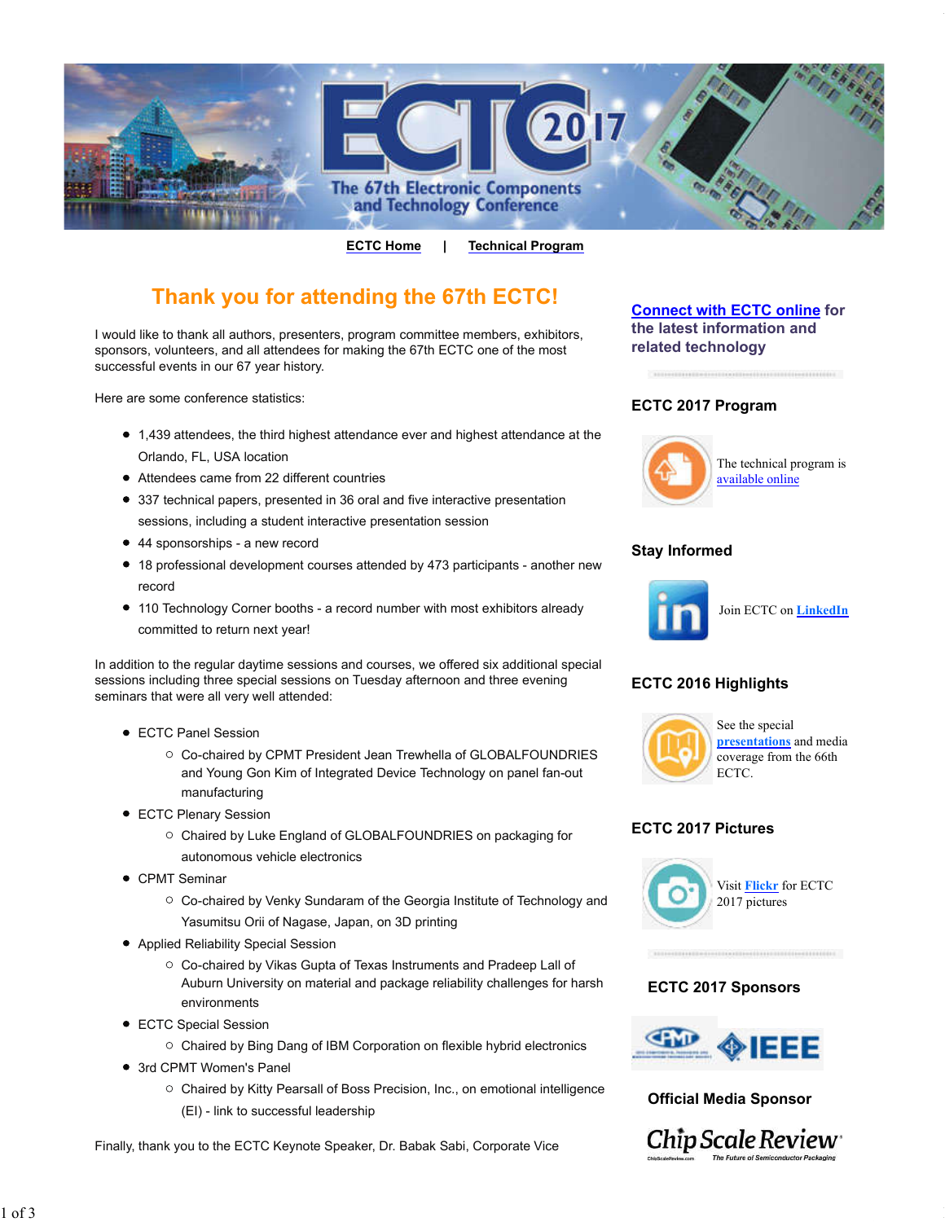ECTC Home | Technical Program

# Thank you for attending the 67th ECTC!

I would like to thank all authors, presenters, program committee members, exhibitors, sponsors, volunteers, and all attendees for making the 67th ECTC one of the most successful events in our 67 year history.

Here are some conference statistics:

- 1,439 attendees, the third highest attendance ever and highest attendance at the Orlando, FL, USA location
- Attendees came from 22 different countries
- 337 technical papers, presented in 36 oral and five interactive presentation sessions, including a student interactive presentation session
- 44 sponsorships - a new record
- 18 professional development courses attended by 473 participants - another new record
- 110 Technology Corner booths - a record number with most exhibitors already committed to return next year!

In addition to the regular daytime sessions and courses, we offered six additional special sessions including three special sessions on Tuesday afternoon and three evening seminars that were all very well attended:

- ECTC Panel Session
  - Co-chaired by CPMT President Jean Trewhella of GLOBALFOUNDRIES and Young Gon Kim of Integrated Device Technology on panel fan-out manufacturing
- ECTC Plenary Session
  - Chaired by Luke England of GLOBALFOUNDRIES on packaging for autonomous vehicle electronics
- CPMT Seminar
  - Co-chaired by Venky Sundaram of the Georgia Institute of Technology and Yasumitsu Orii of Nagase, Japan, on 3D printing
- Applied Reliability Special Session
  - Co-chaired by Vikas Gupta of Texas Instruments and Pradeep Lall of Auburn University on material and package reliability challenges for harsh environments
- ECTC Special Session
  - Chaired by Bing Dang of IBM Corporation on flexible hybrid electronics
- 3rd CPMT Women's Panel
  - Chaired by Kitty Pearsall of Boss Precision, Inc., on emotional intelligence (EI) - link to successful leadership

Finally, thank you to the ECTC Keynote Speaker, Dr. Babak Sabi, Corporate Vice

**Connect with ECTC online** for the latest information and related technology

## ECTC 2017 Program

The technical program is available online

## Stay Informed

Join ECTC on LinkedIn

## ECTC 2016 Highlights

See the special presentations and media coverage from the 66th ECTC.

## ECTC 2017 Pictures

Visit Flickr for ECTC 2017 pictures

## ECTC 2017 Sponsors

CPMT IEEE

## Official Media Sponsor

Chip Scale Review – The Future of Semiconductor Packaging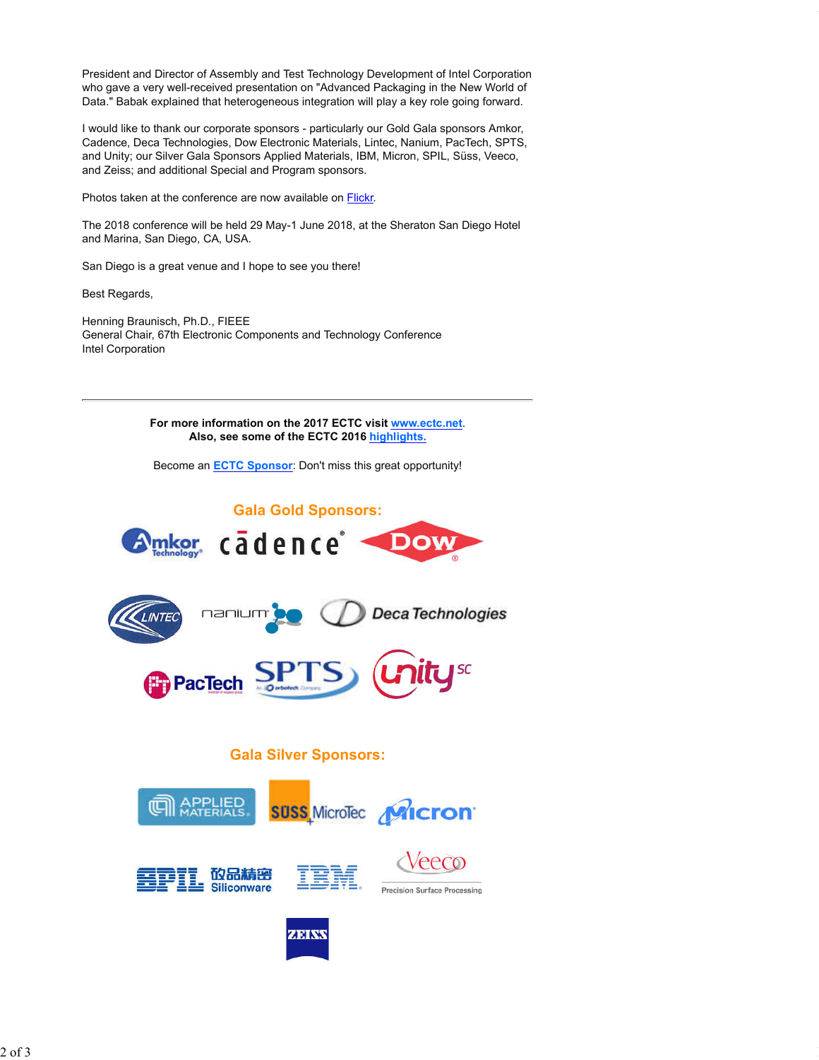President and Director of Assembly and Test Technology Development of Intel Corporation who gave a very well-received presentation on "Advanced Packaging in the New World of Data." Babak explained that heterogeneous integration will play a key role going forward.

I would like to thank our corporate sponsors - particularly our Gold Gala sponsors Amkor, Cadence, Deca Technologies, Dow Electronic Materials, Lintec, Nanium, PacTech, SPTS, and Unity; our Silver Gala Sponsors Applied Materials, IBM, Micron, SPIL, Süss, Veeco, and Zeiss; and additional Special and Program sponsors.

Photos taken at the conference are now available on Flickr.

The 2018 conference will be held 29 May-1 June 2018, at the Sheraton San Diego Hotel and Marina, San Diego, CA, USA.

San Diego is a great venue and I hope to see you there!

Best Regards,

Henning Braunisch, Ph.D., FIEEE
General Chair, 67th Electronic Components and Technology Conference
Intel Corporation

---

**For more information on the 2017 ECTC visit www.ectc.net.**
**Also, see some of the ECTC 2016 highlights.**

Become an **ECTC Sponsor**: Don't miss this great opportunity!

## Gala Gold Sponsors:

## Gala Silver Sponsors: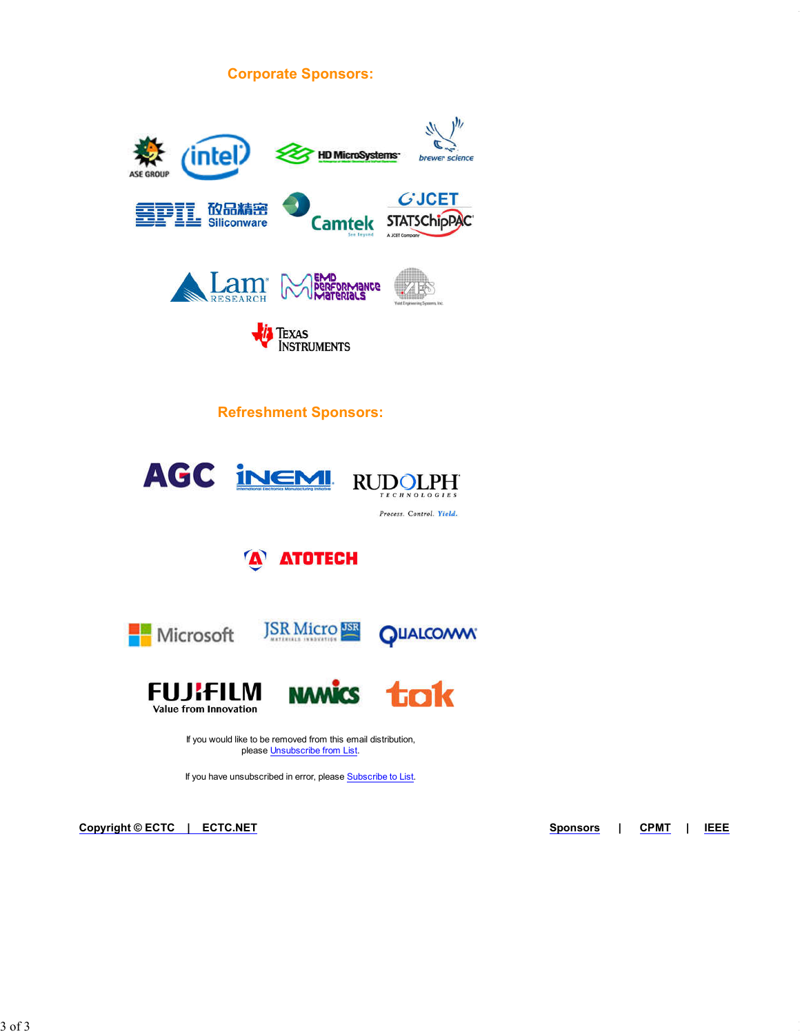## Corporate Sponsors:

## Refreshment Sponsors:

If you would like to be removed from this email distribution, please Unsubscribe from List.

If you have unsubscribed in error, please Subscribe to List.

**Copyright © ECTC | ECTC.NET**

**Sponsors | CPMT | IEEE**